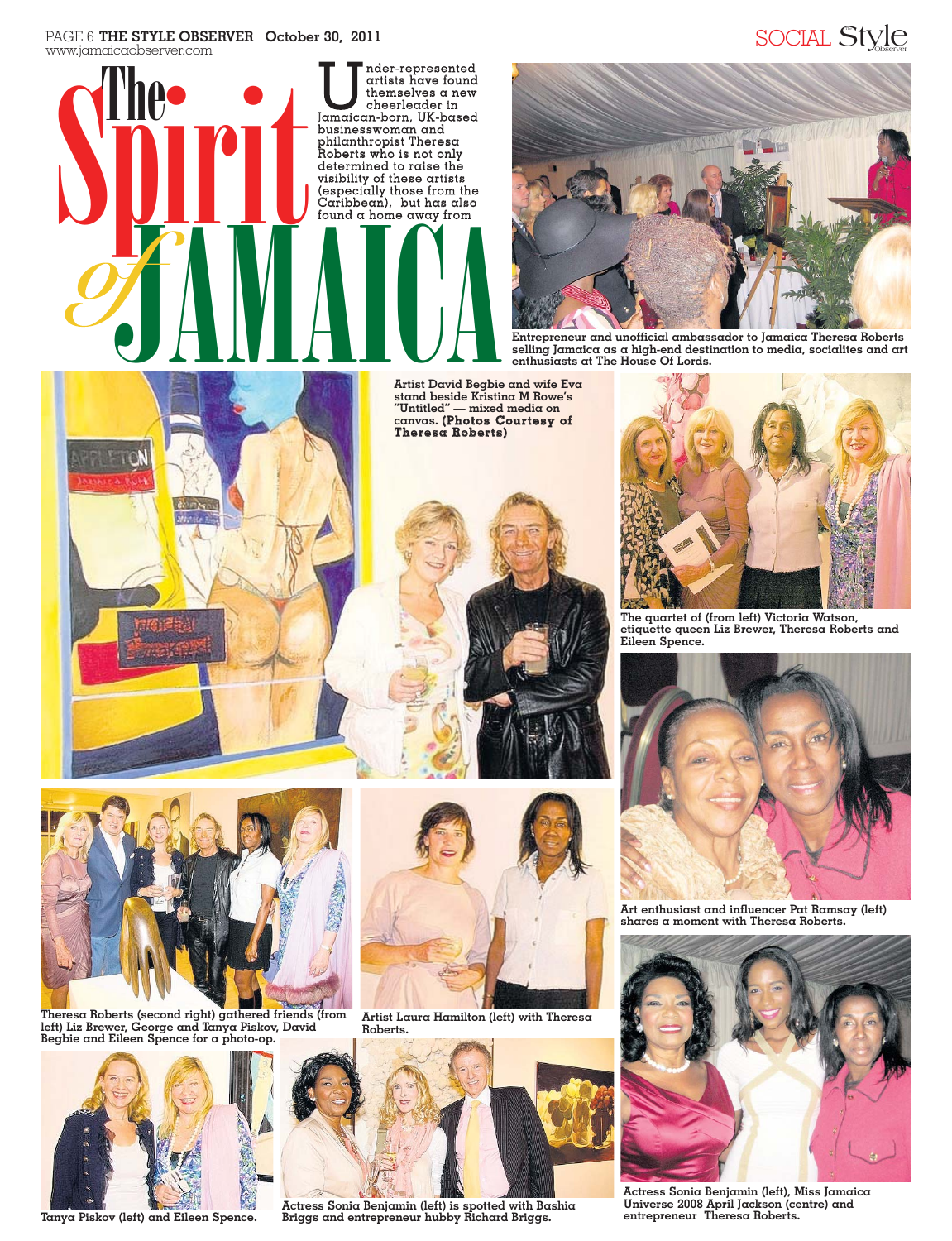# The Spirit of JAMAICA

Under-represented artists have found themselves a new cheerleader in Jamaican-born, UK-based businesswoman and philanthropist Theresa Roberts who is not only determined to raise the visibility of these artists (especially those from the Caribbean), but has also found a home away from

Entrepreneur and unofficial ambassador to Jamaica Theresa Roberts selling Jamaica as a high-end destination to media, socialites and art enthusiasts at The House Of Lords.

Artist David Begbie and wife Eva stand beside Kristina M Rowe's "Untitled" — mixed media on canvas. **(Photos Courtesy of Theresa Roberts)**

The quartet of (from left) Victoria Watson, etiquette queen Liz Brewer, Theresa Roberts and Eileen Spence.

Art enthusiast and influencer Pat Ramsay (left) shares a moment with Theresa Roberts.

Theresa Roberts (second right) gathered friends (from left) Liz Brewer, George and Tanya Piskov, David Begbie and Eileen Spence for a photo-op.

Artist Laura Hamilton (left) with Theresa Roberts.

Tanya Piskov (left) and Eileen Spence.

Actress Sonia Benjamin (left) is spotted with Bashia Briggs and entrepreneur hubby Richard Briggs.

Actress Sonia Benjamin (left), Miss Jamaica Universe 2008 April Jackson (centre) and entrepreneur Theresa Roberts.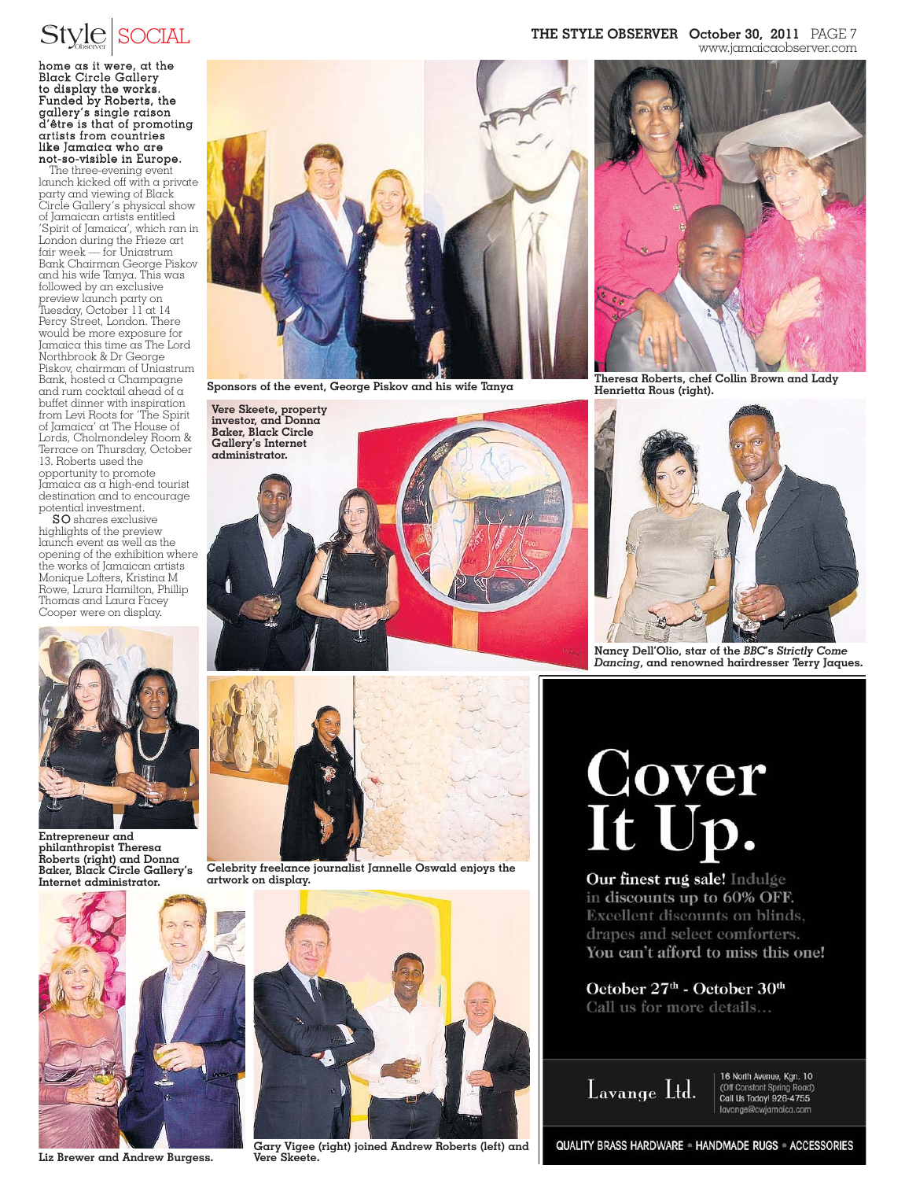home as it were, at the Black Circle Gallery to display the works. Funded by Roberts, the gallery's single raison d'être is that of promoting artists from countries like Jamaica who are not-so-visible in Europe.

The three-evening event launch kicked off with a private party and viewing of Black Circle Gallery's physical show of Jamaican artists entitled 'Spirit of Jamaica', which ran in London during the Frieze art fair week — for Uniastrum Bank Chairman George Piskov and his wife Tanya. This was followed by an exclusive preview launch party on Tuesday, October 11 at 14 Percy Street, London. There would be more exposure for Jamaica this time as The Lord Northbrook & Dr George Piskov, chairman of Uniastrum Bank, hosted a Champagne and rum cocktail ahead of a buffet dinner with inspiration from Levi Roots for 'The Spirit of Jamaica' at The House of Lords, Cholmondeley Room & Terrace on Thursday, October 13. Roberts used the opportunity to promote Jamaica as a high-end tourist destination and to encourage potential investment.

**SO** shares exclusive highlights of the preview launch event as well as the opening of the exhibition where the works of Jamaican artists Monique Lofters, Kristina M Rowe, Laura Hamilton, Phillip Thomas and Laura Facey Cooper were on display.

**Sponsors of the event, George Piskov and his wife Tanya**

**Theresa Roberts, chef Collin Brown and Lady Henrietta Rous (right).**

**Vere Skeete, property investor, and Donna Baker, Black Circle Gallery's Internet administrator.**

**Nancy Dell'Olio, star of the *BBC*'s *Strictly Come Dancing*, and renowned hairdresser Terry Jaques.**

**Entrepreneur and philanthropist Theresa Roberts (right) and Donna Baker, Black Circle Gallery's Internet administrator.**

**Celebrity freelance journalist Jannelle Oswald enjoys the artwork on display.**

**Liz Brewer and Andrew Burgess.**

**Gary Vigee (right) joined Andrew Roberts (left) and Vere Skeete.**

# Cover It Up.

**Our finest rug sale!** Indulge in discounts up to 60% OFF. Excellent discounts on blinds, drapes and select comforters. You can't afford to miss this one!

October 27th - October 30th
Call us for more details...

Lavange Ltd.
16 North Avenue, Kgn. 10
(Off Constant Spring Road)
Call Us Today! 926-4755
lavange@cwjamaica.com

QUALITY BRASS HARDWARE • HANDMADE RUGS • ACCESSORIES